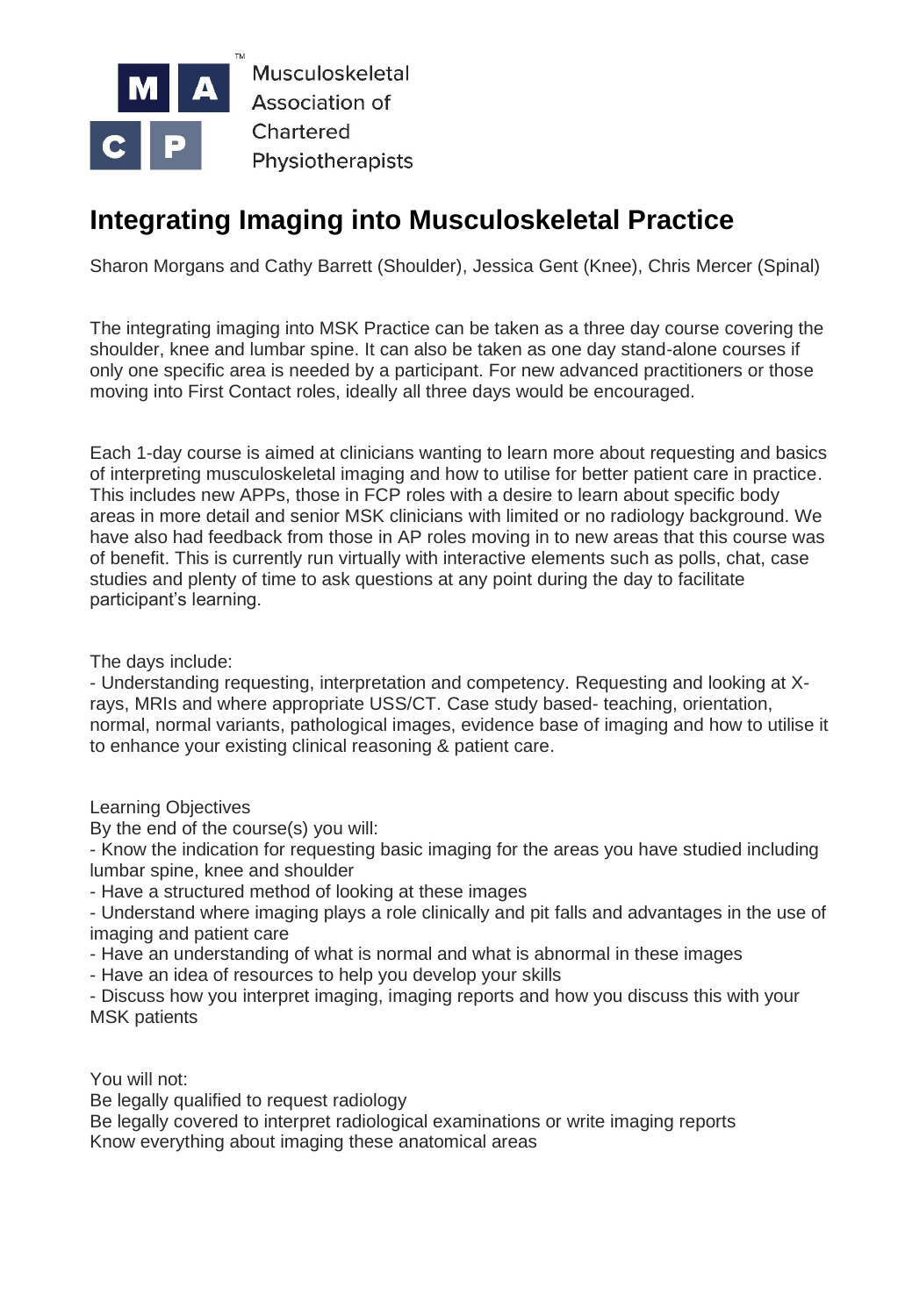Musculoskeletal Association of Chartered Physiotherapists

# Integrating Imaging into Musculoskeletal Practice

Sharon Morgans and Cathy Barrett (Shoulder), Jessica Gent (Knee), Chris Mercer (Spinal)

The integrating imaging into MSK Practice can be taken as a three day course covering the shoulder, knee and lumbar spine. It can also be taken as one day stand-alone courses if only one specific area is needed by a participant. For new advanced practitioners or those moving into First Contact roles, ideally all three days would be encouraged.

Each 1-day course is aimed at clinicians wanting to learn more about requesting and basics of interpreting musculoskeletal imaging and how to utilise for better patient care in practice. This includes new APPs, those in FCP roles with a desire to learn about specific body areas in more detail and senior MSK clinicians with limited or no radiology background. We have also had feedback from those in AP roles moving in to new areas that this course was of benefit. This is currently run virtually with interactive elements such as polls, chat, case studies and plenty of time to ask questions at any point during the day to facilitate participant's learning.

The days include:
- Understanding requesting, interpretation and competency. Requesting and looking at X-rays, MRIs and where appropriate USS/CT. Case study based- teaching, orientation, normal, normal variants, pathological images, evidence base of imaging and how to utilise it to enhance your existing clinical reasoning & patient care.

Learning Objectives
By the end of the course(s) you will:
- Know the indication for requesting basic imaging for the areas you have studied including lumbar spine, knee and shoulder
- Have a structured method of looking at these images
- Understand where imaging plays a role clinically and pit falls and advantages in the use of imaging and patient care
- Have an understanding of what is normal and what is abnormal in these images
- Have an idea of resources to help you develop your skills
- Discuss how you interpret imaging, imaging reports and how you discuss this with your MSK patients

You will not:
Be legally qualified to request radiology
Be legally covered to interpret radiological examinations or write imaging reports
Know everything about imaging these anatomical areas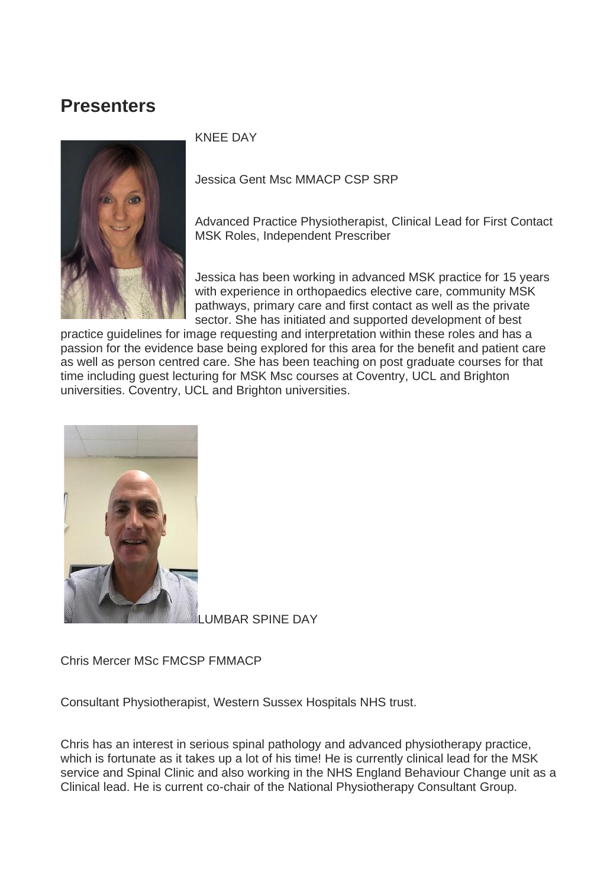## Presenters

KNEE DAY

Jessica Gent Msc MMACP CSP SRP

Advanced Practice Physiotherapist, Clinical Lead for First Contact MSK Roles, Independent Prescriber

Jessica has been working in advanced MSK practice for 15 years with experience in orthopaedics elective care, community MSK pathways, primary care and first contact as well as the private sector. She has initiated and supported development of best practice guidelines for image requesting and interpretation within these roles and has a passion for the evidence base being explored for this area for the benefit and patient care as well as person centred care. She has been teaching on post graduate courses for that time including guest lecturing for MSK Msc courses at Coventry, UCL and Brighton universities. Coventry, UCL and Brighton universities.

LUMBAR SPINE DAY

Chris Mercer MSc FMCSP FMMACP

Consultant Physiotherapist, Western Sussex Hospitals NHS trust.

Chris has an interest in serious spinal pathology and advanced physiotherapy practice, which is fortunate as it takes up a lot of his time! He is currently clinical lead for the MSK service and Spinal Clinic and also working in the NHS England Behaviour Change unit as a Clinical lead. He is current co-chair of the National Physiotherapy Consultant Group.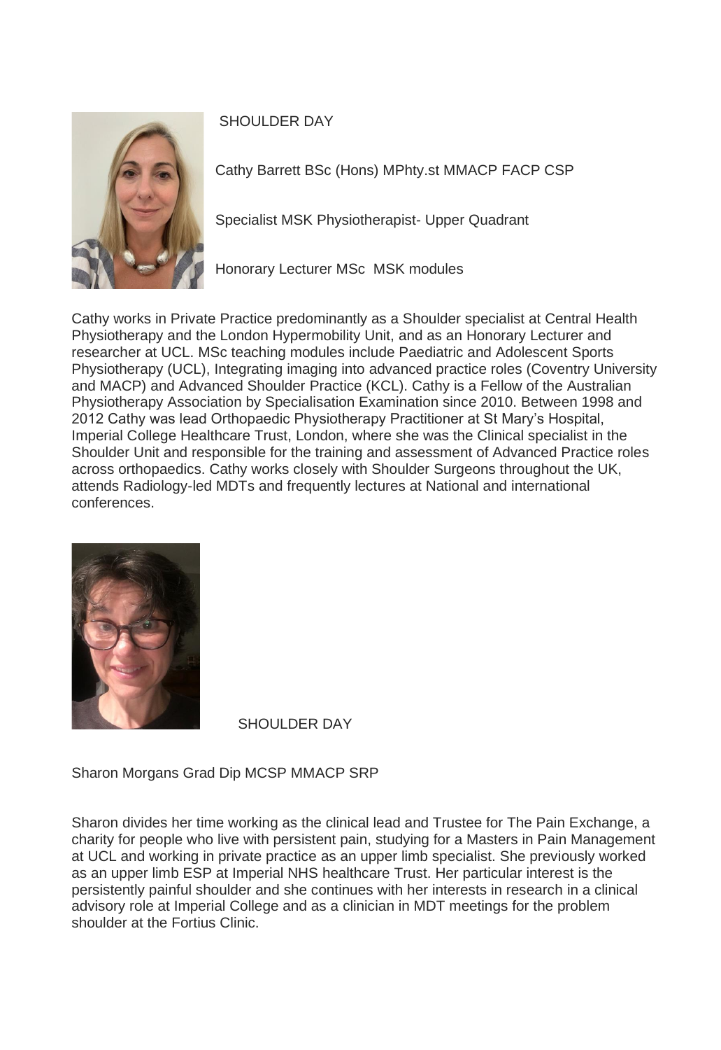SHOULDER DAY

Cathy Barrett BSc (Hons) MPhty.st MMACP FACP CSP

Specialist MSK Physiotherapist- Upper Quadrant

Honorary Lecturer MSc MSK modules

Cathy works in Private Practice predominantly as a Shoulder specialist at Central Health Physiotherapy and the London Hypermobility Unit, and as an Honorary Lecturer and researcher at UCL. MSc teaching modules include Paediatric and Adolescent Sports Physiotherapy (UCL), Integrating imaging into advanced practice roles (Coventry University and MACP) and Advanced Shoulder Practice (KCL). Cathy is a Fellow of the Australian Physiotherapy Association by Specialisation Examination since 2010. Between 1998 and 2012 Cathy was lead Orthopaedic Physiotherapy Practitioner at St Mary's Hospital, Imperial College Healthcare Trust, London, where she was the Clinical specialist in the Shoulder Unit and responsible for the training and assessment of Advanced Practice roles across orthopaedics. Cathy works closely with Shoulder Surgeons throughout the UK, attends Radiology-led MDTs and frequently lectures at National and international conferences.

SHOULDER DAY

Sharon Morgans Grad Dip MCSP MMACP SRP

Sharon divides her time working as the clinical lead and Trustee for The Pain Exchange, a charity for people who live with persistent pain, studying for a Masters in Pain Management at UCL and working in private practice as an upper limb specialist. She previously worked as an upper limb ESP at Imperial NHS healthcare Trust. Her particular interest is the persistently painful shoulder and she continues with her interests in research in a clinical advisory role at Imperial College and as a clinician in MDT meetings for the problem shoulder at the Fortius Clinic.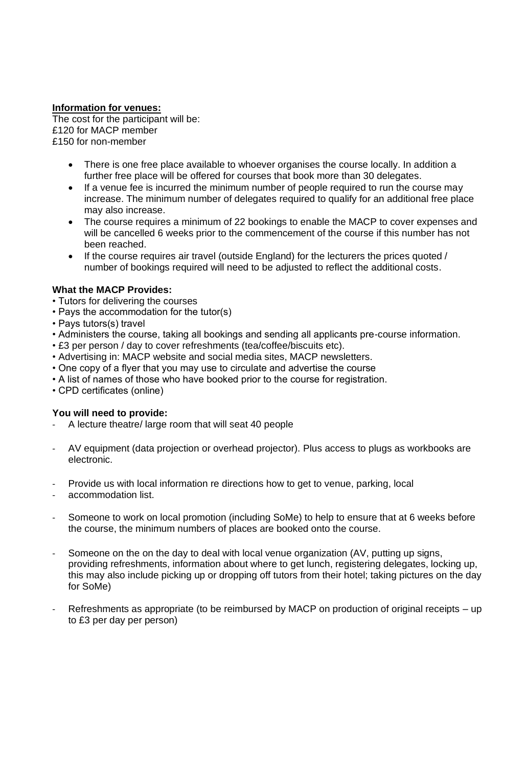**Information for venues:**

The cost for the participant will be:
£120 for MACP member
£150 for non-member

- There is one free place available to whoever organises the course locally. In addition a further free place will be offered for courses that book more than 30 delegates.
- If a venue fee is incurred the minimum number of people required to run the course may increase. The minimum number of delegates required to qualify for an additional free place may also increase.
- The course requires a minimum of 22 bookings to enable the MACP to cover expenses and will be cancelled 6 weeks prior to the commencement of the course if this number has not been reached.
- If the course requires air travel (outside England) for the lecturers the prices quoted / number of bookings required will need to be adjusted to reflect the additional costs.

**What the MACP Provides:**

- Tutors for delivering the courses
- Pays the accommodation for the tutor(s)
- Pays tutors(s) travel
- Administers the course, taking all bookings and sending all applicants pre-course information.
- £3 per person / day to cover refreshments (tea/coffee/biscuits etc).
- Advertising in: MACP website and social media sites, MACP newsletters.
- One copy of a flyer that you may use to circulate and advertise the course
- A list of names of those who have booked prior to the course for registration.
- CPD certificates (online)

**You will need to provide:**

- A lecture theatre/ large room that will seat 40 people
- AV equipment (data projection or overhead projector). Plus access to plugs as workbooks are electronic.
- Provide us with local information re directions how to get to venue, parking, local
- accommodation list.
- Someone to work on local promotion (including SoMe) to help to ensure that at 6 weeks before the course, the minimum numbers of places are booked onto the course.
- Someone on the on the day to deal with local venue organization (AV, putting up signs, providing refreshments, information about where to get lunch, registering delegates, locking up, this may also include picking up or dropping off tutors from their hotel; taking pictures on the day for SoMe)
- Refreshments as appropriate (to be reimbursed by MACP on production of original receipts – up to £3 per day per person)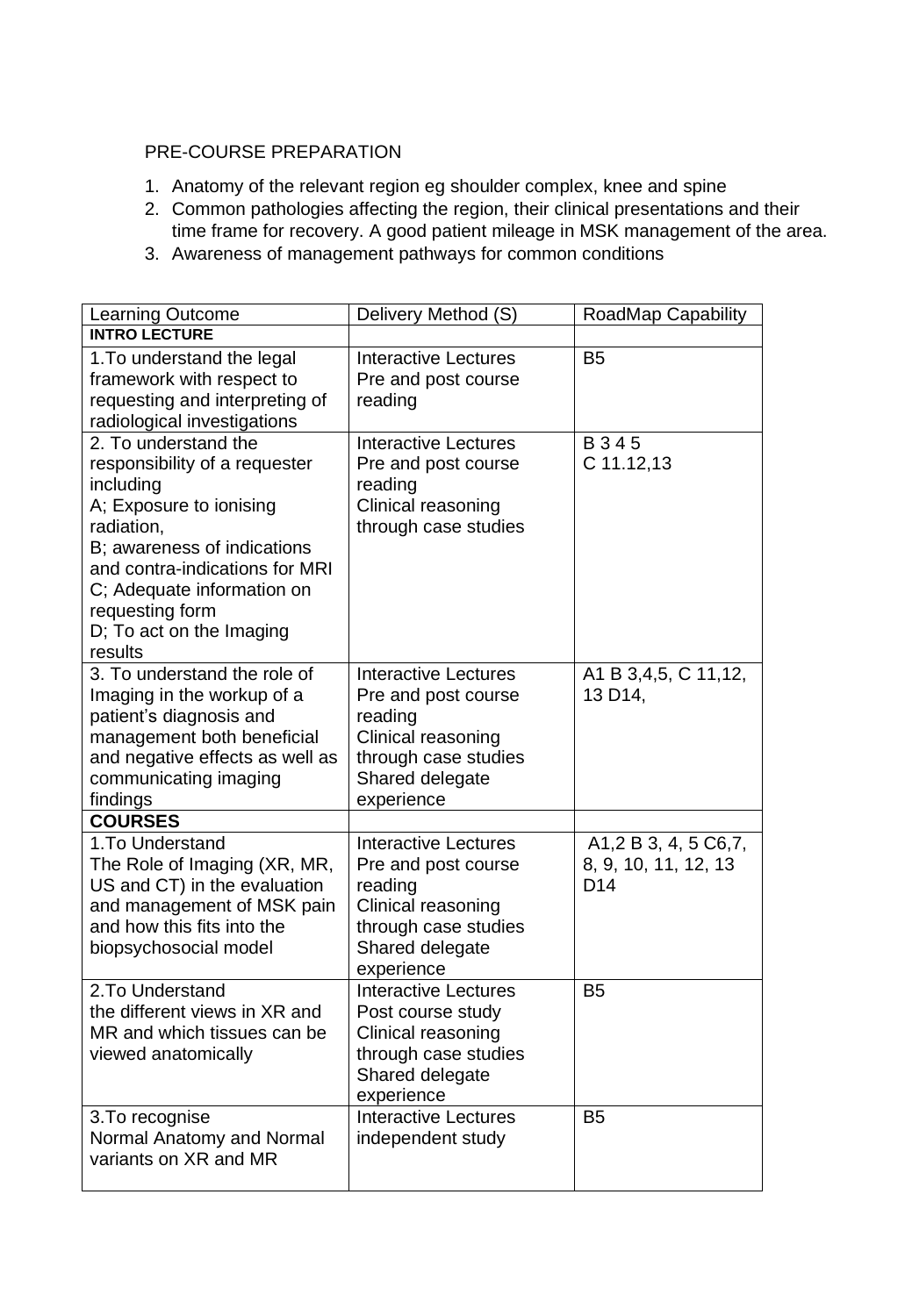PRE-COURSE PREPARATION

1. Anatomy of the relevant region eg shoulder complex, knee and spine
2. Common pathologies affecting the region, their clinical presentations and their time frame for recovery. A good patient mileage in MSK management of the area.
3. Awareness of management pathways for common conditions

| Learning Outcome | Delivery Method (S) | RoadMap Capability |
|---|---|---|
| **INTRO LECTURE** | | |
| 1.To understand the legal framework with respect to requesting and interpreting of radiological investigations | Interactive Lectures<br>Pre and post course reading | B5 |
| 2. To understand the responsibility of a requester including<br>A; Exposure to ionising radiation,<br>B; awareness of indications and contra-indications for MRI<br>C; Adequate information on requesting form<br>D; To act on the Imaging results | Interactive Lectures<br>Pre and post course reading<br>Clinical reasoning through case studies | B 3 4 5<br>C 11.12,13 |
| 3. To understand the role of Imaging in the workup of a patient's diagnosis and management both beneficial and negative effects as well as communicating imaging findings | Interactive Lectures<br>Pre and post course reading<br>Clinical reasoning through case studies<br>Shared delegate experience | A1 B 3,4,5, C 11,12, 13 D14, |
| **COURSES** | | |
| 1.To Understand<br>The Role of Imaging (XR, MR, US and CT) in the evaluation and management of MSK pain and how this fits into the biopsychosocial model | Interactive Lectures<br>Pre and post course reading<br>Clinical reasoning through case studies<br>Shared delegate experience | A1,2 B 3, 4, 5 C6,7, 8, 9, 10, 11, 12, 13 D14 |
| 2.To Understand<br>the different views in XR and MR and which tissues can be viewed anatomically | Interactive Lectures<br>Post course study<br>Clinical reasoning through case studies<br>Shared delegate experience | B5 |
| 3.To recognise<br>Normal Anatomy and Normal variants on XR and MR | Interactive Lectures<br>independent study | B5 |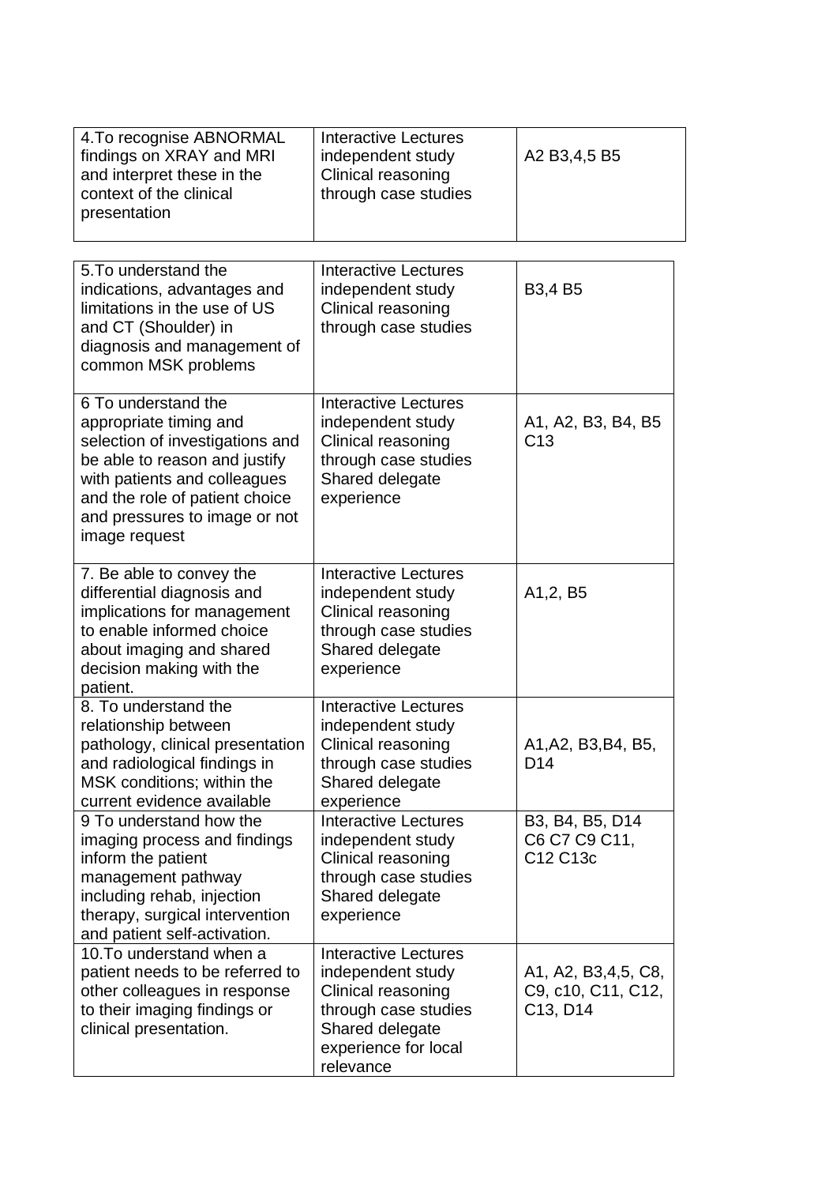| | | |
|---|---|---|
| 4.To recognise ABNORMAL findings on XRAY and MRI and interpret these in the context of the clinical presentation | Interactive Lectures independent study Clinical reasoning through case studies | A2 B3,4,5 B5 |

| | | |
|---|---|---|
| 5.To understand the indications, advantages and limitations in the use of US and CT (Shoulder) in diagnosis and management of common MSK problems | Interactive Lectures independent study Clinical reasoning through case studies | B3,4 B5 |
| 6 To understand the appropriate timing and selection of investigations and be able to reason and justify with patients and colleagues and the role of patient choice and pressures to image or not image request | Interactive Lectures independent study Clinical reasoning through case studies Shared delegate experience | A1, A2, B3, B4, B5 C13 |
| 7. Be able to convey the differential diagnosis and implications for management to enable informed choice about imaging and shared decision making with the patient. | Interactive Lectures independent study Clinical reasoning through case studies Shared delegate experience | A1,2, B5 |
| 8. To understand the relationship between pathology, clinical presentation and radiological findings in MSK conditions; within the current evidence available | Interactive Lectures independent study Clinical reasoning through case studies Shared delegate experience | A1,A2, B3,B4, B5, D14 |
| 9 To understand how the imaging process and findings inform the patient management pathway including rehab, injection therapy, surgical intervention and patient self-activation. | Interactive Lectures independent study Clinical reasoning through case studies Shared delegate experience | B3, B4, B5, D14 C6 C7 C9 C11, C12 C13c |
| 10.To understand when a patient needs to be referred to other colleagues in response to their imaging findings or clinical presentation. | Interactive Lectures independent study Clinical reasoning through case studies Shared delegate experience for local relevance | A1, A2, B3,4,5, C8, C9, c10, C11, C12, C13, D14 |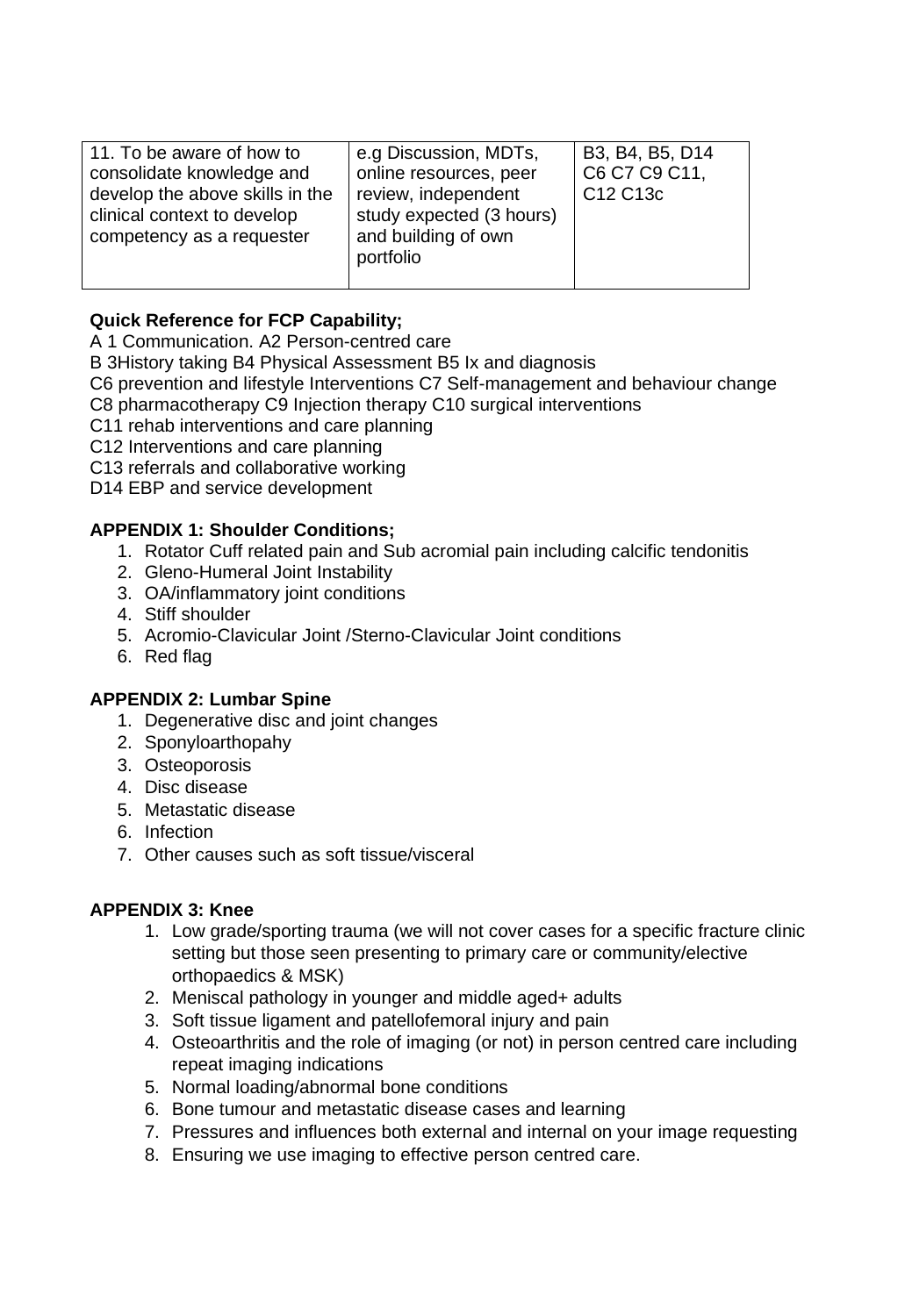| | | |
|---|---|---|
| 11. To be aware of how to consolidate knowledge and develop the above skills in the clinical context to develop competency as a requester | e.g Discussion, MDTs, online resources, peer review, independent study expected (3 hours) and building of own portfolio | B3, B4, B5, D14 C6 C7 C9 C11, C12 C13c |

**Quick Reference for FCP Capability;**

A 1 Communication. A2 Person-centred care
B 3History taking B4 Physical Assessment B5 Ix and diagnosis
C6 prevention and lifestyle Interventions C7 Self-management and behaviour change
C8 pharmacotherapy C9 Injection therapy C10 surgical interventions
C11 rehab interventions and care planning
C12 Interventions and care planning
C13 referrals and collaborative working
D14 EBP and service development

**APPENDIX 1: Shoulder Conditions;**

1. Rotator Cuff related pain and Sub acromial pain including calcific tendonitis
2. Gleno-Humeral Joint Instability
3. OA/inflammatory joint conditions
4. Stiff shoulder
5. Acromio-Clavicular Joint /Sterno-Clavicular Joint conditions
6. Red flag

**APPENDIX 2: Lumbar Spine**

1. Degenerative disc and joint changes
2. Sponyloarthopahy
3. Osteoporosis
4. Disc disease
5. Metastatic disease
6. Infection
7. Other causes such as soft tissue/visceral

**APPENDIX 3: Knee**

1. Low grade/sporting trauma (we will not cover cases for a specific fracture clinic setting but those seen presenting to primary care or community/elective orthopaedics & MSK)
2. Meniscal pathology in younger and middle aged+ adults
3. Soft tissue ligament and patellofemoral injury and pain
4. Osteoarthritis and the role of imaging (or not) in person centred care including repeat imaging indications
5. Normal loading/abnormal bone conditions
6. Bone tumour and metastatic disease cases and learning
7. Pressures and influences both external and internal on your image requesting
8. Ensuring we use imaging to effective person centred care.